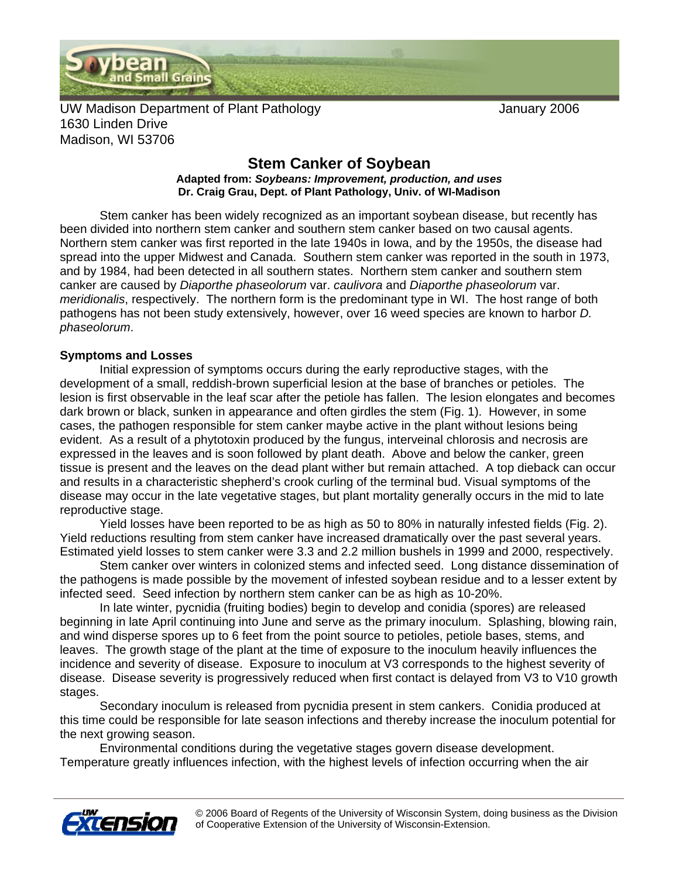UW Madison Department of Plant Pathology
1630 Linden Drive
Madison, WI 53706

January 2006

# Stem Canker of Soybean

**Adapted from: *Soybeans: Improvement, production, and uses***
**Dr. Craig Grau, Dept. of Plant Pathology, Univ. of WI-Madison**

Stem canker has been widely recognized as an important soybean disease, but recently has been divided into northern stem canker and southern stem canker based on two causal agents. Northern stem canker was first reported in the late 1940s in Iowa, and by the 1950s, the disease had spread into the upper Midwest and Canada. Southern stem canker was reported in the south in 1973, and by 1984, had been detected in all southern states. Northern stem canker and southern stem canker are caused by *Diaporthe phaseolorum* var. *caulivora* and *Diaporthe phaseolorum* var. *meridionalis*, respectively. The northern form is the predominant type in WI. The host range of both pathogens has not been study extensively, however, over 16 weed species are known to harbor *D. phaseolorum*.

## Symptoms and Losses

Initial expression of symptoms occurs during the early reproductive stages, with the development of a small, reddish-brown superficial lesion at the base of branches or petioles. The lesion is first observable in the leaf scar after the petiole has fallen. The lesion elongates and becomes dark brown or black, sunken in appearance and often girdles the stem (Fig. 1). However, in some cases, the pathogen responsible for stem canker maybe active in the plant without lesions being evident. As a result of a phytotoxin produced by the fungus, interveinal chlorosis and necrosis are expressed in the leaves and is soon followed by plant death. Above and below the canker, green tissue is present and the leaves on the dead plant wither but remain attached. A top dieback can occur and results in a characteristic shepherd's crook curling of the terminal bud. Visual symptoms of the disease may occur in the late vegetative stages, but plant mortality generally occurs in the mid to late reproductive stage.

Yield losses have been reported to be as high as 50 to 80% in naturally infested fields (Fig. 2). Yield reductions resulting from stem canker have increased dramatically over the past several years. Estimated yield losses to stem canker were 3.3 and 2.2 million bushels in 1999 and 2000, respectively.

Stem canker over winters in colonized stems and infected seed. Long distance dissemination of the pathogens is made possible by the movement of infested soybean residue and to a lesser extent by infected seed. Seed infection by northern stem canker can be as high as 10-20%.

In late winter, pycnidia (fruiting bodies) begin to develop and conidia (spores) are released beginning in late April continuing into June and serve as the primary inoculum. Splashing, blowing rain, and wind disperse spores up to 6 feet from the point source to petioles, petiole bases, stems, and leaves. The growth stage of the plant at the time of exposure to the inoculum heavily influences the incidence and severity of disease. Exposure to inoculum at V3 corresponds to the highest severity of disease. Disease severity is progressively reduced when first contact is delayed from V3 to V10 growth stages.

Secondary inoculum is released from pycnidia present in stem cankers. Conidia produced at this time could be responsible for late season infections and thereby increase the inoculum potential for the next growing season.

Environmental conditions during the vegetative stages govern disease development. Temperature greatly influences infection, with the highest levels of infection occurring when the air

© 2006 Board of Regents of the University of Wisconsin System, doing business as the Division of Cooperative Extension of the University of Wisconsin-Extension.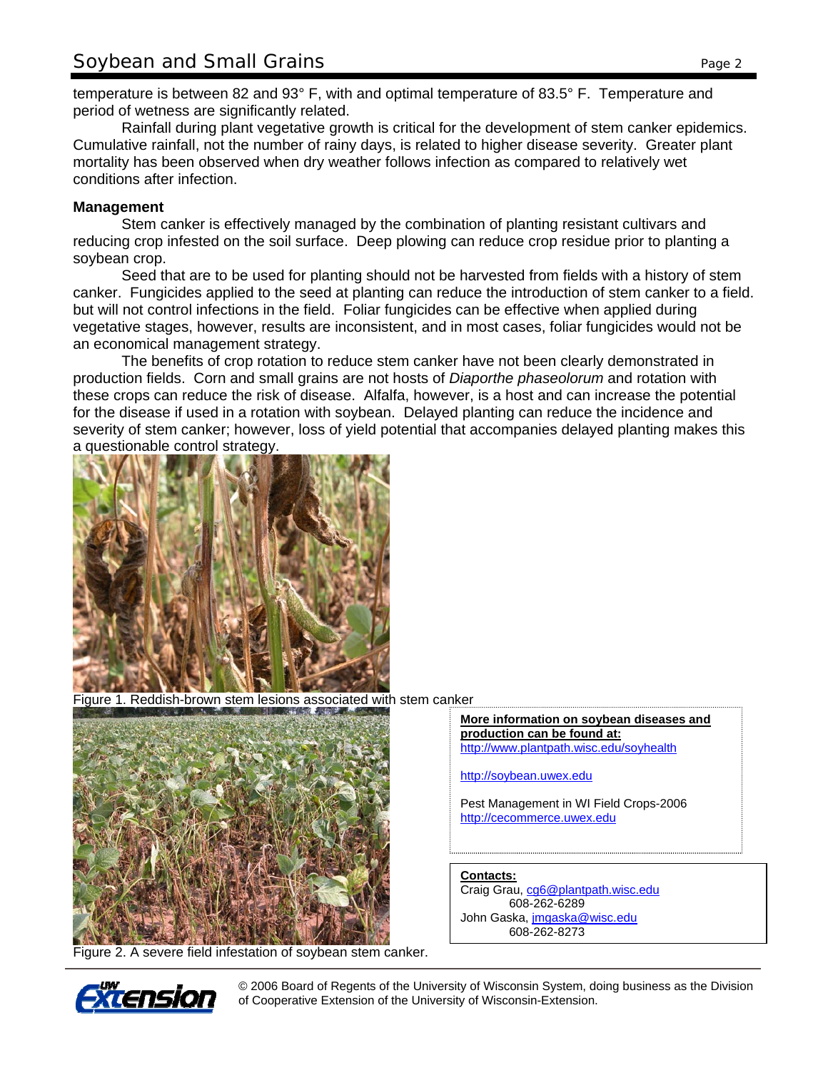temperature is between 82 and 93° F, with and optimal temperature of 83.5° F. Temperature and period of wetness are significantly related.

Rainfall during plant vegetative growth is critical for the development of stem canker epidemics. Cumulative rainfall, not the number of rainy days, is related to higher disease severity. Greater plant mortality has been observed when dry weather follows infection as compared to relatively wet conditions after infection.

**Management**

Stem canker is effectively managed by the combination of planting resistant cultivars and reducing crop infested on the soil surface. Deep plowing can reduce crop residue prior to planting a soybean crop.

Seed that are to be used for planting should not be harvested from fields with a history of stem canker. Fungicides applied to the seed at planting can reduce the introduction of stem canker to a field. but will not control infections in the field. Foliar fungicides can be effective when applied during vegetative stages, however, results are inconsistent, and in most cases, foliar fungicides would not be an economical management strategy.

The benefits of crop rotation to reduce stem canker have not been clearly demonstrated in production fields. Corn and small grains are not hosts of *Diaporthe phaseolorum* and rotation with these crops can reduce the risk of disease. Alfalfa, however, is a host and can increase the potential for the disease if used in a rotation with soybean. Delayed planting can reduce the incidence and severity of stem canker; however, loss of yield potential that accompanies delayed planting makes this a questionable control strategy.

Figure 1. Reddish-brown stem lesions associated with stem canker

Figure 2. A severe field infestation of soybean stem canker.

**More information on soybean diseases and production can be found at:**
http://www.plantpath.wisc.edu/soyhealth

http://soybean.uwex.edu

Pest Management in WI Field Crops-2006
http://cecommerce.uwex.edu

**Contacts:**
Craig Grau, cg6@plantpath.wisc.edu
608-262-6289
John Gaska, jmgaska@wisc.edu
608-262-8273

© 2006 Board of Regents of the University of Wisconsin System, doing business as the Division of Cooperative Extension of the University of Wisconsin-Extension.